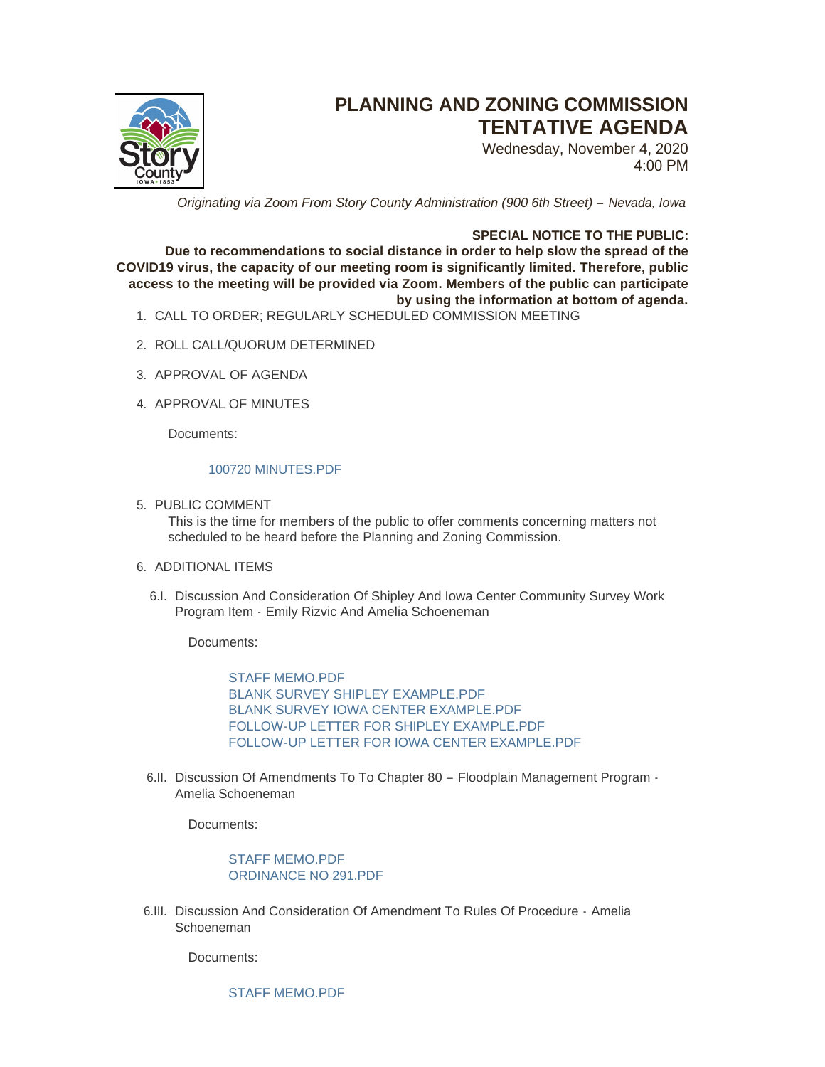# PLANNING AND ZONING COMMISSION TENTATIVE AGENDA

Wednesday, November 4, 2020
4:00 PM

*Originating via Zoom From Story County Administration (900 6th Street) – Nevada, Iowa*

**SPECIAL NOTICE TO THE PUBLIC:**
**Due to recommendations to social distance in order to help slow the spread of the COVID19 virus, the capacity of our meeting room is significantly limited. Therefore, public access to the meeting will be provided via Zoom. Members of the public can participate by using the information at bottom of agenda.**

1. CALL TO ORDER; REGULARLY SCHEDULED COMMISSION MEETING

2. ROLL CALL/QUORUM DETERMINED

3. APPROVAL OF AGENDA

4. APPROVAL OF MINUTES

   Documents:

   100720 MINUTES.PDF

5. PUBLIC COMMENT

   This is the time for members of the public to offer comments concerning matters not scheduled to be heard before the Planning and Zoning Commission.

6. ADDITIONAL ITEMS

   6.I. Discussion And Consideration Of Shipley And Iowa Center Community Survey Work Program Item - Emily Rizvic And Amelia Schoeneman

   Documents:

   STAFF MEMO.PDF
   BLANK SURVEY SHIPLEY EXAMPLE.PDF
   BLANK SURVEY IOWA CENTER EXAMPLE.PDF
   FOLLOW-UP LETTER FOR SHIPLEY EXAMPLE.PDF
   FOLLOW-UP LETTER FOR IOWA CENTER EXAMPLE.PDF

   6.II. Discussion Of Amendments To To Chapter 80 – Floodplain Management Program - Amelia Schoeneman

   Documents:

   STAFF MEMO.PDF
   ORDINANCE NO 291.PDF

   6.III. Discussion And Consideration Of Amendment To Rules Of Procedure - Amelia Schoeneman

   Documents:

   STAFF MEMO.PDF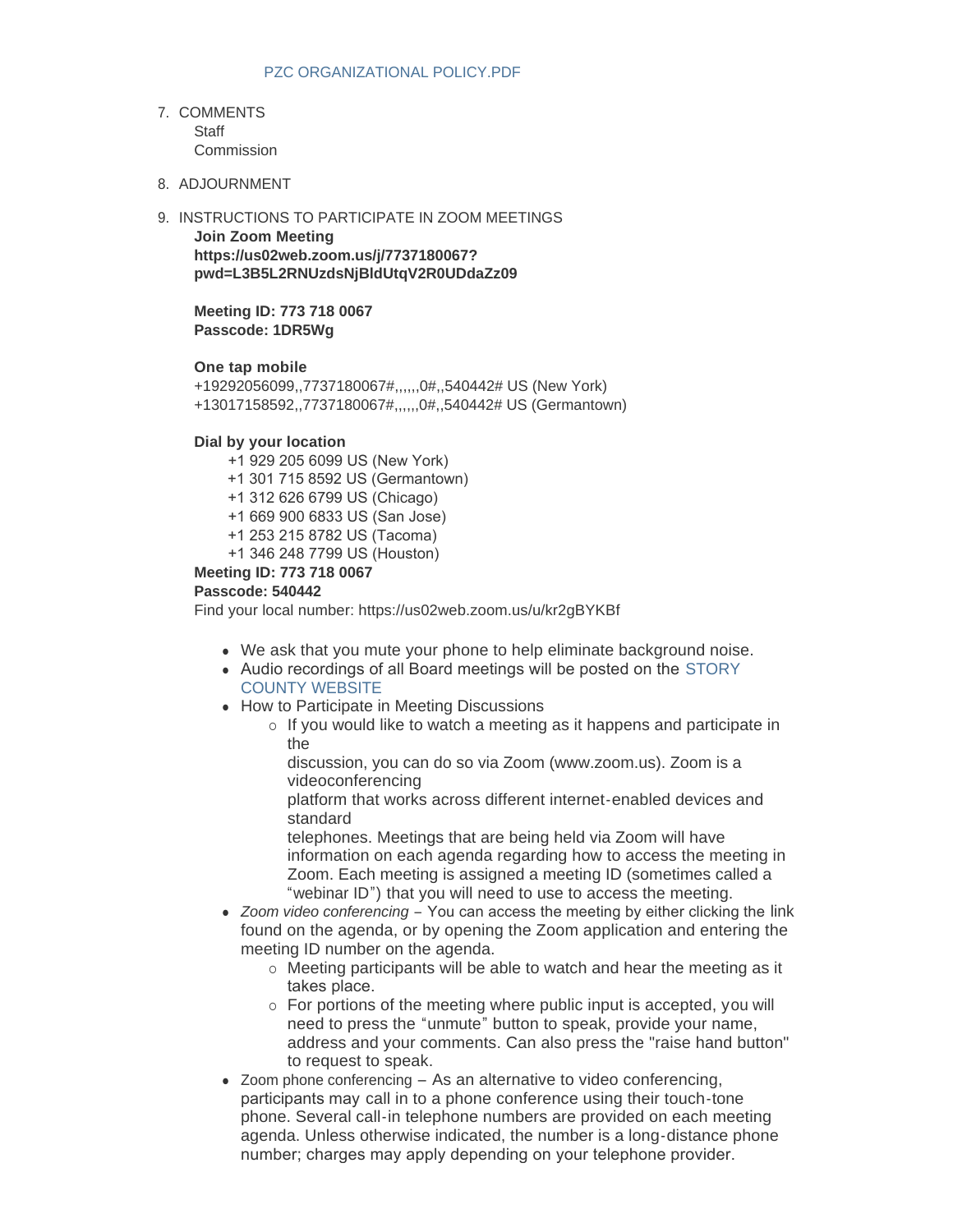PZC ORGANIZATIONAL POLICY.PDF

7. COMMENTS
   Staff
   Commission

8. ADJOURNMENT

9. INSTRUCTIONS TO PARTICIPATE IN ZOOM MEETINGS
   **Join Zoom Meeting**
   **https://us02web.zoom.us/j/7737180067?pwd=L3B5L2RNUzdsNjBldUtqV2R0UDdaZz09**

   **Meeting ID: 773 718 0067**
   **Passcode: 1DR5Wg**

   **One tap mobile**
   +19292056099,,7737180067#,,,,,,0#,,540442# US (New York)
   +13017158592,,7737180067#,,,,,,0#,,540442# US (Germantown)

   **Dial by your location**
   +1 929 205 6099 US (New York)
   +1 301 715 8592 US (Germantown)
   +1 312 626 6799 US (Chicago)
   +1 669 900 6833 US (San Jose)
   +1 253 215 8782 US (Tacoma)
   +1 346 248 7799 US (Houston)
   **Meeting ID: 773 718 0067**
   **Passcode: 540442**
   Find your local number: https://us02web.zoom.us/u/kr2gBYKBf

   - We ask that you mute your phone to help eliminate background noise.
   - Audio recordings of all Board meetings will be posted on the STORY COUNTY WEBSITE
   - How to Participate in Meeting Discussions
     - If you would like to watch a meeting as it happens and participate in the discussion, you can do so via Zoom (www.zoom.us). Zoom is a videoconferencing platform that works across different internet-enabled devices and standard telephones. Meetings that are being held via Zoom will have information on each agenda regarding how to access the meeting in Zoom. Each meeting is assigned a meeting ID (sometimes called a "webinar ID") that you will need to use to access the meeting.
   - *Zoom video conferencing* – You can access the meeting by either clicking the link found on the agenda, or by opening the Zoom application and entering the meeting ID number on the agenda.
     - Meeting participants will be able to watch and hear the meeting as it takes place.
     - For portions of the meeting where public input is accepted, you will need to press the "unmute" button to speak, provide your name, address and your comments. Can also press the "raise hand button" to request to speak.
   - Zoom phone conferencing – As an alternative to video conferencing, participants may call in to a phone conference using their touch-tone phone. Several call-in telephone numbers are provided on each meeting agenda. Unless otherwise indicated, the number is a long-distance phone number; charges may apply depending on your telephone provider.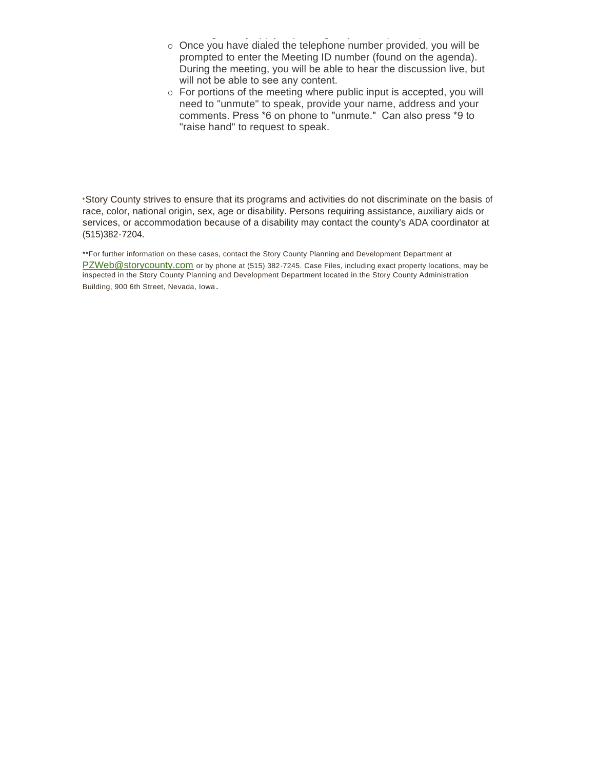- Once you have dialed the telephone number provided, you will be prompted to enter the Meeting ID number (found on the agenda). During the meeting, you will be able to hear the discussion live, but will not be able to see any content.
- For portions of the meeting where public input is accepted, you will need to "unmute" to speak, provide your name, address and your comments. Press *6 on phone to "unmute." Can also press *9 to "raise hand" to request to speak.

*Story County strives to ensure that its programs and activities do not discriminate on the basis of race, color, national origin, sex, age or disability. Persons requiring assistance, auxiliary aids or services, or accommodation because of a disability may contact the county's ADA coordinator at (515)382-7204.

**For further information on these cases, contact the Story County Planning and Development Department at PZWeb@storycounty.com or by phone at (515) 382-7245. Case Files, including exact property locations, may be inspected in the Story County Planning and Development Department located in the Story County Administration Building, 900 6th Street, Nevada, Iowa.